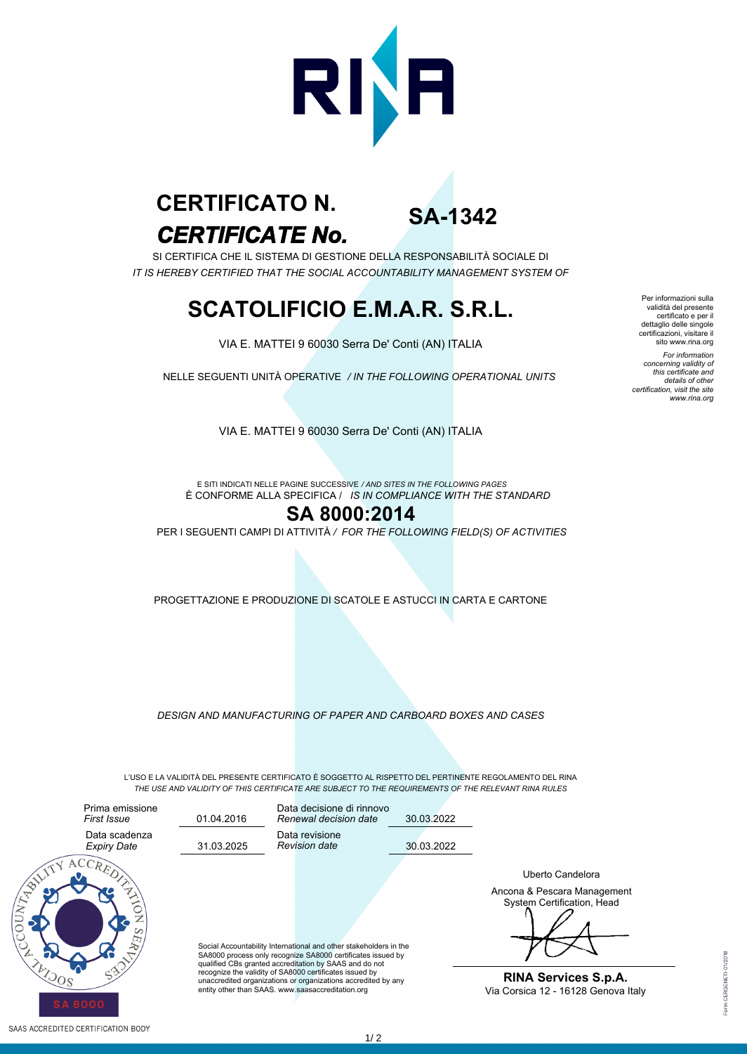# CERTIFICATO N.
# *CERTIFICATE No.*

## SA-1342

SI CERTIFICA CHE IL SISTEMA DI GESTIONE DELLA RESPONSABILITÀ SOCIALE DI
*IT IS HEREBY CERTIFIED THAT THE SOCIAL ACCOUNTABILITY MANAGEMENT SYSTEM OF*

# SCATOLIFICIO E.M.A.R. S.R.L.

VIA E. MATTEI 9 60030 Serra De' Conti (AN) ITALIA

NELLE SEGUENTI UNITÀ OPERATIVE */ IN THE FOLLOWING OPERATIONAL UNITS*

VIA E. MATTEI 9 60030 Serra De' Conti (AN) ITALIA

E SITI INDICATI NELLE PAGINE SUCCESSIVE */ AND SITES IN THE FOLLOWING PAGES*
È CONFORME ALLA SPECIFICA / *IS IN COMPLIANCE WITH THE STANDARD*

## SA 8000:2014

PER I SEGUENTI CAMPI DI ATTIVITÀ / *FOR THE FOLLOWING FIELD(S) OF ACTIVITIES*

PROGETTAZIONE E PRODUZIONE DI SCATOLE E ASTUCCI IN CARTA E CARTONE

*DESIGN AND MANUFACTURING OF PAPER AND CARBOARD BOXES AND CASES*

Per informazioni sulla validità del presente certificato e per il dettaglio delle singole certificazioni, visitare il sito www.rina.org

*For information concerning validity of this certificate and details of other certification, visit the site www.rina.org*

L'USO E LA VALIDITÀ DEL PRESENTE CERTIFICATO È SOGGETTO AL RISPETTO DEL PERTINENTE REGOLAMENTO DEL RINA
*THE USE AND VALIDITY OF THIS CERTIFICATE ARE SUBJECT TO THE REQUIREMENTS OF THE RELEVANT RINA RULES*

| | | | |
|---|---|---|---|
| Prima emissione *First Issue* | 01.04.2016 | Data decisione di rinnovo *Renewal decision date* | 30.03.2022 |
| Data scadenza *Expiry Date* | 31.03.2025 | Data revisione *Revision date* | 30.03.2022 |

Social Accountability International and other stakeholders in the SA8000 process only recognize SA8000 certificates issued by qualified CBs granted accreditation by SAAS and do not recognize the validity of SA8000 certificates issued by unaccredited organizations or organizations accredited by any entity other than SAAS. www.saasaccreditation.org

Uberto Candelora

Ancona & Pescara Management System Certification, Head

**RINA Services S.p.A.**
Via Corsica 12 - 16128 Genova Italy

SAAS ACCREDITED CERTIFICATION BODY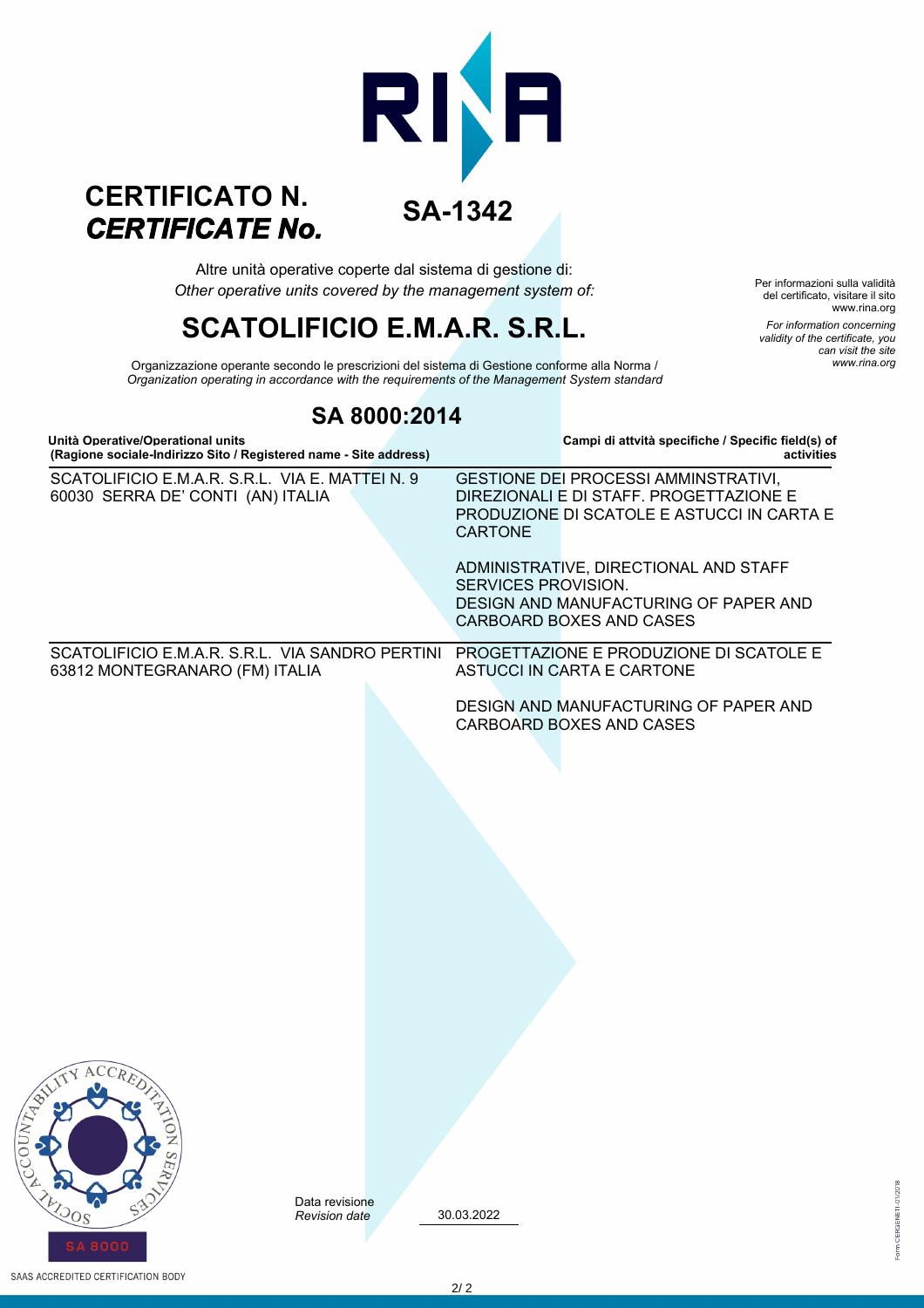# CERTIFICATO N.
# *CERTIFICATE No.*

**SA-1342**

Altre unità operative coperte dal sistema di gestione di:
*Other operative units covered by the management system of:*

Per informazioni sulla validità del certificato, visitare il sito www.rina.org

*For information concerning validity of the certificate, you can visit the site www.rina.org*

## SCATOLIFICIO E.M.A.R. S.R.L.

Organizzazione operante secondo le prescrizioni del sistema di Gestione conforme alla Norma /
*Organization operating in accordance with the requirements of the Management System standard*

## SA 8000:2014

| Unità Operative/Operational units (Ragione sociale-Indirizzo Sito / Registered name - Site address) | Campi di attvità specifiche / Specific field(s) of activities |
|---|---|
| SCATOLIFICIO E.M.A.R. S.R.L. VIA E. MATTEI N. 9 60030 SERRA DE' CONTI (AN) ITALIA | GESTIONE DEI PROCESSI AMMINSTRATIVI, DIREZIONALI E DI STAFF. PROGETTAZIONE E PRODUZIONE DI SCATOLE E ASTUCCI IN CARTA E CARTONE<br><br>ADMINISTRATIVE, DIRECTIONAL AND STAFF SERVICES PROVISION. DESIGN AND MANUFACTURING OF PAPER AND CARBOARD BOXES AND CASES |
| SCATOLIFICIO E.M.A.R. S.R.L. VIA SANDRO PERTINI 63812 MONTEGRANARO (FM) ITALIA | PROGETTAZIONE E PRODUZIONE DI SCATOLE E ASTUCCI IN CARTA E CARTONE<br><br>DESIGN AND MANUFACTURING OF PAPER AND CARBOARD BOXES AND CASES |

Data revisione
*Revision date* 30.03.2022

SAAS ACCREDITED CERTIFICATION BODY